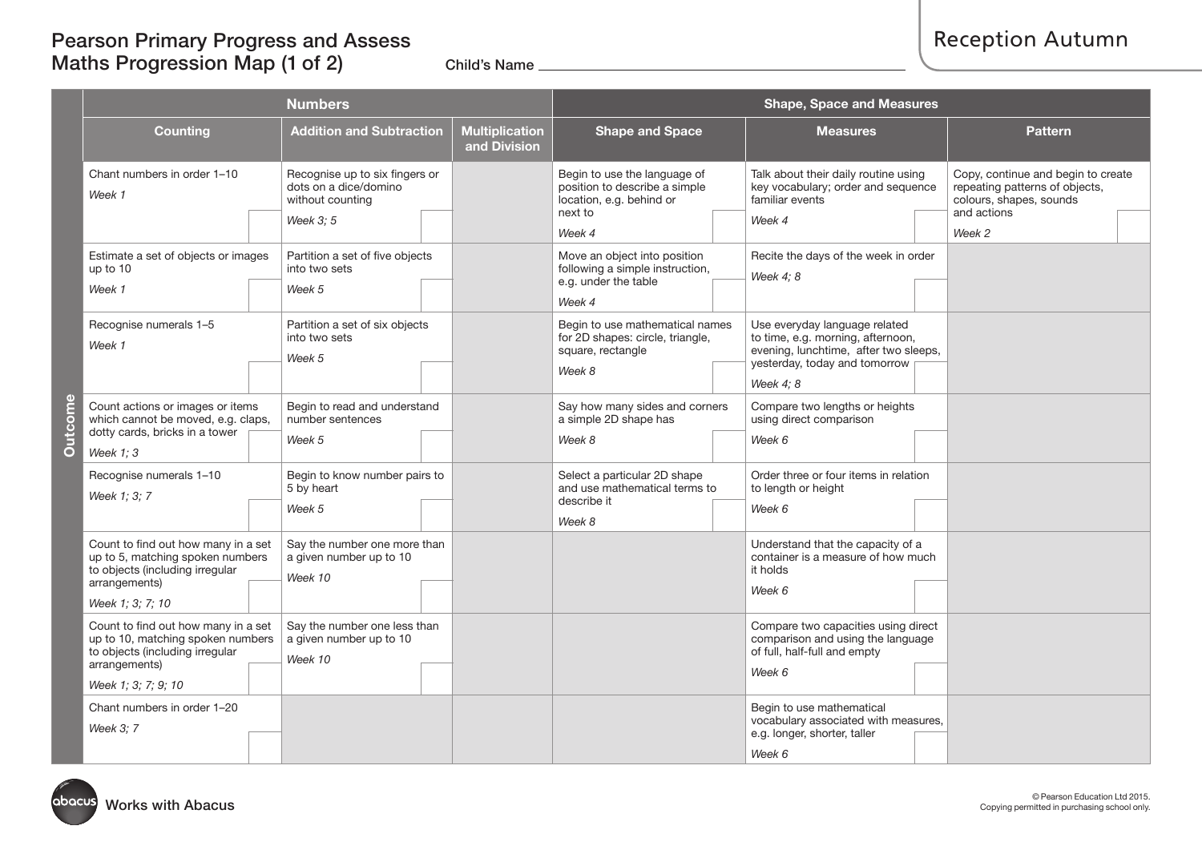# Pearson Primary Progress and Assess Maths Progression Map (1 of 2)

## Reception Autumn

Child's Name ______________________________

| | Numbers | | | Shape, Space and Measures | | |
|---|---|---|---|---|---|---|
| | **Counting** | **Addition and Subtraction** | **Multiplication and Division** | **Shape and Space** | **Measures** | **Pattern** |
| **Outcome** | Chant numbers in order 1–10 *Week 1* | Recognise up to six fingers or dots on a dice/domino without counting *Week 3; 5* | | Begin to use the language of position to describe a simple location, e.g. behind or next to *Week 4* | Talk about their daily routine using key vocabulary; order and sequence familiar events *Week 4* | Copy, continue and begin to create repeating patterns of objects, colours, shapes, sounds and actions *Week 2* |
| | Estimate a set of objects or images up to 10 *Week 1* | Partition a set of five objects into two sets *Week 5* | | Move an object into position following a simple instruction, e.g. under the table *Week 4* | Recite the days of the week in order *Week 4; 8* | |
| | Recognise numerals 1–5 *Week 1* | Partition a set of six objects into two sets *Week 5* | | Begin to use mathematical names for 2D shapes: circle, triangle, square, rectangle *Week 8* | Use everyday language related to time, e.g. morning, afternoon, evening, lunchtime, after two sleeps, yesterday, today and tomorrow *Week 4; 8* | |
| | Count actions or images or items which cannot be moved, e.g. claps, dotty cards, bricks in a tower *Week 1; 3* | Begin to read and understand number sentences *Week 5* | | Say how many sides and corners a simple 2D shape has *Week 8* | Compare two lengths or heights using direct comparison *Week 6* | |
| | Recognise numerals 1–10 *Week 1; 3; 7* | Begin to know number pairs to 5 by heart *Week 5* | | Select a particular 2D shape and use mathematical terms to describe it *Week 8* | Order three or four items in relation to length or height *Week 6* | |
| | Count to find out how many in a set up to 5, matching spoken numbers to objects (including irregular arrangements) *Week 1; 3; 7; 10* | Say the number one more than a given number up to 10 *Week 10* | | | Understand that the capacity of a container is a measure of how much it holds *Week 6* | |
| | Count to find out how many in a set up to 10, matching spoken numbers to objects (including irregular arrangements) *Week 1; 3; 7; 9; 10* | Say the number one less than a given number up to 10 *Week 10* | | | Compare two capacities using direct comparison and using the language of full, half-full and empty *Week 6* | |
| | Chant numbers in order 1–20 *Week 3; 7* | | | | Begin to use mathematical vocabulary associated with measures, e.g. longer, shorter, taller *Week 6* | |

Works with Abacus

© Pearson Education Ltd 2015. Copying permitted in purchasing school only.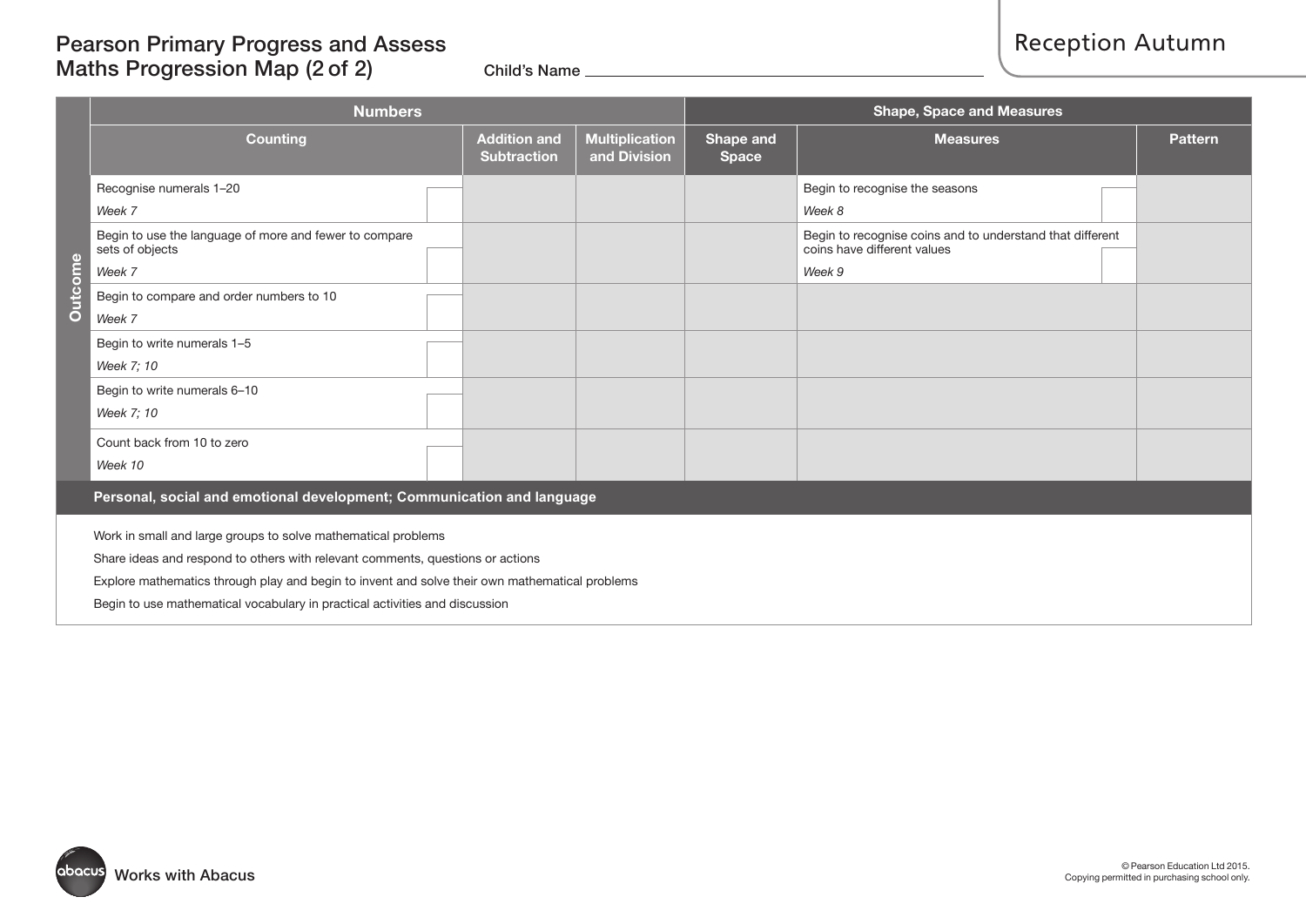# Pearson Primary Progress and Assess Maths Progression Map (2 of 2)

**Reception Autumn**

Child's Name ____________________

| | Numbers | | | Shape, Space and Measures | | |
|---|---|---|---|---|---|---|
| | **Counting** | **Addition and Subtraction** | **Multiplication and Division** | **Shape and Space** | **Measures** | **Pattern** |
| **Outcome** | Recognise numerals 1–20 *Week 7* | | | | Begin to recognise the seasons *Week 8* | |
| | Begin to use the language of more and fewer to compare sets of objects *Week 7* | | | | Begin to recognise coins and to understand that different coins have different values *Week 9* | |
| | Begin to compare and order numbers to 10 *Week 7* | | | | | |
| | Begin to write numerals 1–5 *Week 7; 10* | | | | | |
| | Begin to write numerals 6–10 *Week 7; 10* | | | | | |
| | Count back from 10 to zero *Week 10* | | | | | |

## Personal, social and emotional development; Communication and language

Work in small and large groups to solve mathematical problems

Share ideas and respond to others with relevant comments, questions or actions

Explore mathematics through play and begin to invent and solve their own mathematical problems

Begin to use mathematical vocabulary in practical activities and discussion

Works with Abacus

© Pearson Education Ltd 2015. Copying permitted in purchasing school only.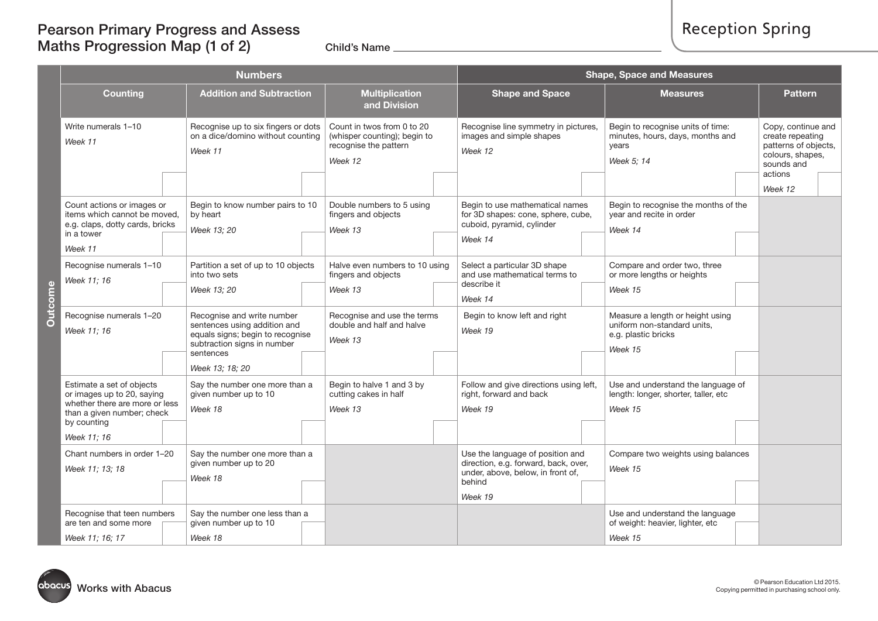# Pearson Primary Progress and Assess Maths Progression Map (1 of 2)

Child's Name ____________________

## Reception Spring

| | Numbers | | | Shape, Space and Measures | | |
|---|---|---|---|---|---|---|
| | Counting | Addition and Subtraction | Multiplication and Division | Shape and Space | Measures | Pattern |
| Outcome | Write numerals 1–10 *Week 11* | Recognise up to six fingers or dots on a dice/domino without counting *Week 11* | Count in twos from 0 to 20 (whisper counting); begin to recognise the pattern *Week 12* | Recognise line symmetry in pictures, images and simple shapes *Week 12* | Begin to recognise units of time: minutes, hours, days, months and years *Week 5; 14* | Copy, continue and create repeating patterns of objects, colours, shapes, sounds and actions *Week 12* |
| | Count actions or images or items which cannot be moved, e.g. claps, dotty cards, bricks in a tower *Week 11* | Begin to know number pairs to 10 by heart *Week 13; 20* | Double numbers to 5 using fingers and objects *Week 13* | Begin to use mathematical names for 3D shapes: cone, sphere, cube, cuboid, pyramid, cylinder *Week 14* | Begin to recognise the months of the year and recite in order *Week 14* | |
| | Recognise numerals 1–10 *Week 11; 16* | Partition a set of up to 10 objects into two sets *Week 13; 20* | Halve even numbers to 10 using fingers and objects *Week 13* | Select a particular 3D shape and use mathematical terms to describe it *Week 14* | Compare and order two, three or more lengths or heights *Week 15* | |
| | Recognise numerals 1–20 *Week 11; 16* | Recognise and write number sentences using addition and equals signs; begin to recognise subtraction signs in number sentences *Week 13; 18; 20* | Recognise and use the terms double and half and halve *Week 13* | Begin to know left and right *Week 19* | Measure a length or height using uniform non-standard units, e.g. plastic bricks *Week 15* | |
| | Estimate a set of objects or images up to 20, saying whether there are more or less than a given number; check by counting *Week 11; 16* | Say the number one more than a given number up to 10 *Week 18* | Begin to halve 1 and 3 by cutting cakes in half *Week 13* | Follow and give directions using left, right, forward and back *Week 19* | Use and understand the language of length: longer, shorter, taller, etc *Week 15* | |
| | Chant numbers in order 1–20 *Week 11; 13; 18* | Say the number one more than a given number up to 20 *Week 18* | | Use the language of position and direction, e.g. forward, back, over, under, above, below, in front of, behind *Week 19* | Compare two weights using balances *Week 15* | |
| | Recognise that teen numbers are ten and some more *Week 11; 16; 17* | Say the number one less than a given number up to 10 *Week 18* | | | Use and understand the language of weight: heavier, lighter, etc *Week 15* | |

Works with Abacus

© Pearson Education Ltd 2015. Copying permitted in purchasing school only.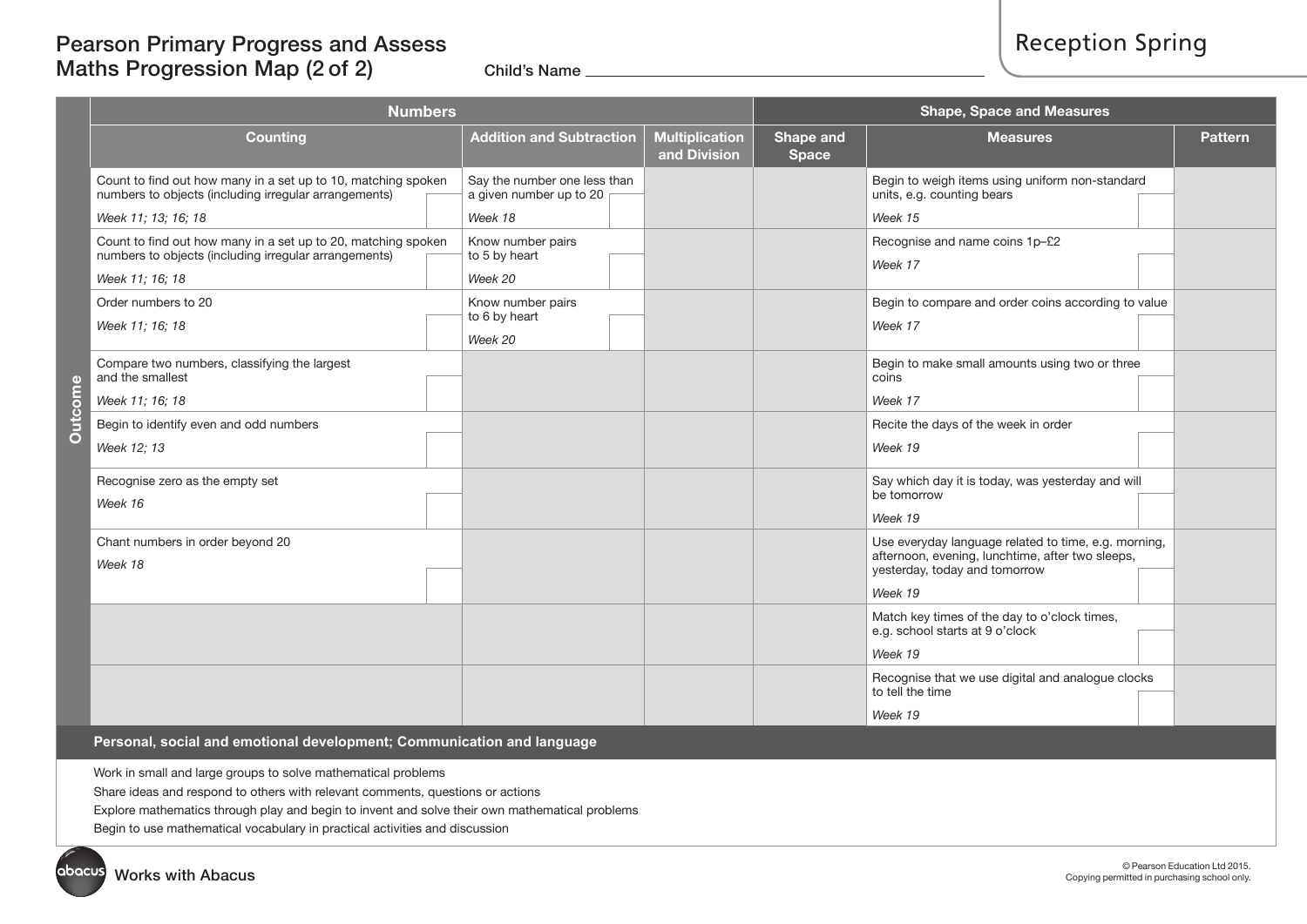# Pearson Primary Progress and Assess Maths Progression Map (2 of 2)

Child's Name ______________________

## Reception Spring

| | Numbers | | | Shape, Space and Measures | | |
|---|---|---|---|---|---|---|
| | Counting | Addition and Subtraction | Multiplication and Division | Shape and Space | Measures | Pattern |
| Outcome | Count to find out how many in a set up to 10, matching spoken numbers to objects (including irregular arrangements) *Week 11; 13; 16; 18* | Say the number one less than a given number up to 20 *Week 18* | | | Begin to weigh items using uniform non-standard units, e.g. counting bears *Week 15* | |
| | Count to find out how many in a set up to 20, matching spoken numbers to objects (including irregular arrangements) *Week 11; 16; 18* | Know number pairs to 5 by heart *Week 20* | | | Recognise and name coins 1p–£2 *Week 17* | |
| | Order numbers to 20 *Week 11; 16; 18* | Know number pairs to 6 by heart *Week 20* | | | Begin to compare and order coins according to value *Week 17* | |
| | Compare two numbers, classifying the largest and the smallest *Week 11; 16; 18* | | | | Begin to make small amounts using two or three coins *Week 17* | |
| | Begin to identify even and odd numbers *Week 12; 13* | | | | Recite the days of the week in order *Week 19* | |
| | Recognise zero as the empty set *Week 16* | | | | Say which day it is today, was yesterday and will be tomorrow *Week 19* | |
| | Chant numbers in order beyond 20 *Week 18* | | | | Use everyday language related to time, e.g. morning, afternoon, evening, lunchtime, after two sleeps, yesterday, today and tomorrow *Week 19* | |
| | | | | | Match key times of the day to o'clock times, e.g. school starts at 9 o'clock *Week 19* | |
| | | | | | Recognise that we use digital and analogue clocks to tell the time *Week 19* | |

**Personal, social and emotional development; Communication and language**

Work in small and large groups to solve mathematical problems
Share ideas and respond to others with relevant comments, questions or actions
Explore mathematics through play and begin to invent and solve their own mathematical problems
Begin to use mathematical vocabulary in practical activities and discussion

Works with Abacus

© Pearson Education Ltd 2015.
Copying permitted in purchasing school only.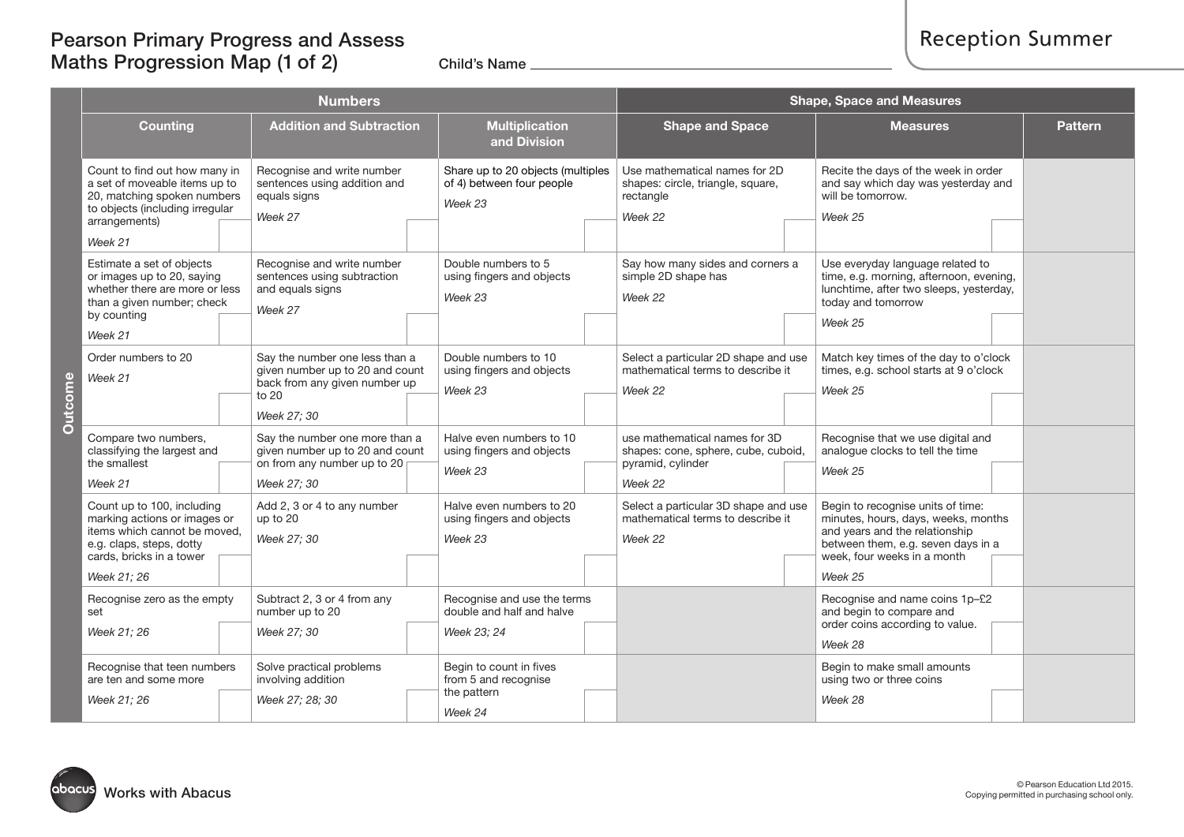# Pearson Primary Progress and Assess Maths Progression Map (1 of 2)

**Reception Summer**

Child's Name ____________________

| | Numbers | | | Shape, Space and Measures | | |
|---|---|---|---|---|---|---|
| | **Counting** | **Addition and Subtraction** | **Multiplication and Division** | **Shape and Space** | **Measures** | **Pattern** |
| **Outcome** | Count to find out how many in a set of moveable items up to 20, matching spoken numbers to objects (including irregular arrangements)<br>*Week 21* | Recognise and write number sentences using addition and equals signs<br>*Week 27* | Share up to 20 objects (multiples of 4) between four people<br>*Week 23* | Use mathematical names for 2D shapes: circle, triangle, square, rectangle<br>*Week 22* | Recite the days of the week in order and say which day was yesterday and will be tomorrow.<br>*Week 25* | |
| | Estimate a set of objects or images up to 20, saying whether there are more or less than a given number; check by counting<br>*Week 21* | Recognise and write number sentences using subtraction and equals signs<br>*Week 27* | Double numbers to 5 using fingers and objects<br>*Week 23* | Say how many sides and corners a simple 2D shape has<br>*Week 22* | Use everyday language related to time, e.g. morning, afternoon, evening, lunchtime, after two sleeps, yesterday, today and tomorrow<br>*Week 25* | |
| | Order numbers to 20<br>*Week 21* | Say the number one less than a given number up to 20 and count back from any given number up to 20<br>*Week 27; 30* | Double numbers to 10 using fingers and objects<br>*Week 23* | Select a particular 2D shape and use mathematical terms to describe it<br>*Week 22* | Match key times of the day to o'clock times, e.g. school starts at 9 o'clock<br>*Week 25* | |
| | Compare two numbers, classifying the largest and the smallest<br>*Week 21* | Say the number one more than a given number up to 20 and count on from any number up to 20<br>*Week 27; 30* | Halve even numbers to 10 using fingers and objects<br>*Week 23* | use mathematical names for 3D shapes: cone, sphere, cube, cuboid, pyramid, cylinder<br>*Week 22* | Recognise that we use digital and analogue clocks to tell the time<br>*Week 25* | |
| | Count up to 100, including marking actions or images or items which cannot be moved, e.g. claps, steps, dotty cards, bricks in a tower<br>*Week 21; 26* | Add 2, 3 or 4 to any number up to 20<br>*Week 27; 30* | Halve even numbers to 20 using fingers and objects<br>*Week 23* | Select a particular 3D shape and use mathematical terms to describe it<br>*Week 22* | Begin to recognise units of time: minutes, hours, days, weeks, months and years and the relationship between them, e.g. seven days in a week, four weeks in a month<br>*Week 25* | |
| | Recognise zero as the empty set<br>*Week 21; 26* | Subtract 2, 3 or 4 from any number up to 20<br>*Week 27; 30* | Recognise and use the terms double and half and halve<br>*Week 23; 24* | | Recognise and name coins 1p–£2 and begin to compare and order coins according to value.<br>*Week 28* | |
| | Recognise that teen numbers are ten and some more<br>*Week 21; 26* | Solve practical problems involving addition<br>*Week 27; 28; 30* | Begin to count in fives from 5 and recognise the pattern<br>*Week 24* | | Begin to make small amounts using two or three coins<br>*Week 28* | |

Works with Abacus

© Pearson Education Ltd 2015.
Copying permitted in purchasing school only.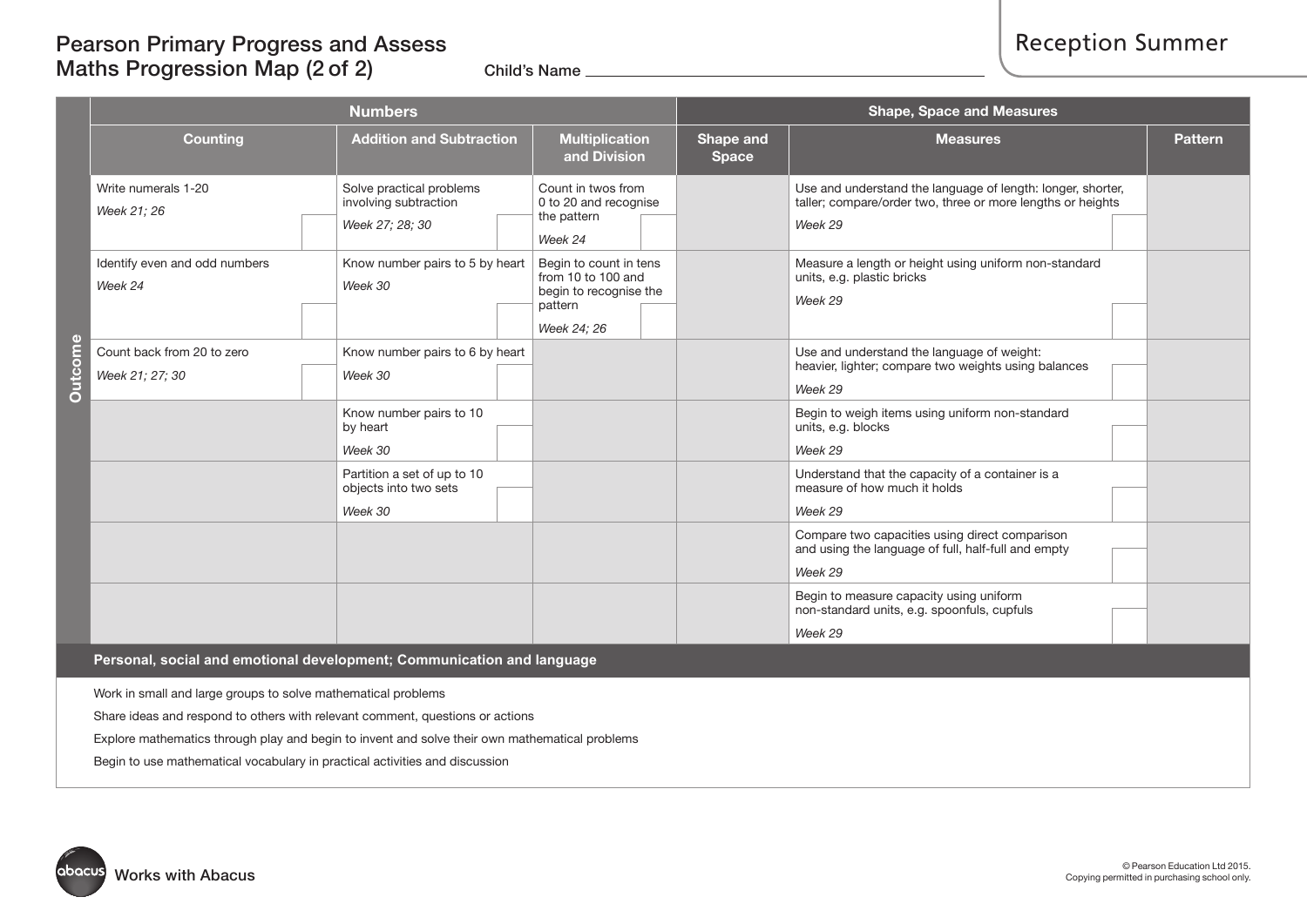# Pearson Primary Progress and Assess Maths Progression Map (2 of 2)

**Reception Summer**

Child's Name ______________________________

| | Numbers | | | Shape, Space and Measures | | |
|---|---|---|---|---|---|---|
| | **Counting** | **Addition and Subtraction** | **Multiplication and Division** | **Shape and Space** | **Measures** | **Pattern** |
| **Outcome** | Write numerals 1-20<br>*Week 21; 26* | Solve practical problems involving subtraction<br>*Week 27; 28; 30* | Count in twos from 0 to 20 and recognise the pattern<br>*Week 24* | | Use and understand the language of length: longer, shorter, taller; compare/order two, three or more lengths or heights<br>*Week 29* | |
| | Identify even and odd numbers<br>*Week 24* | Know number pairs to 5 by heart<br>*Week 30* | Begin to count in tens from 10 to 100 and begin to recognise the pattern<br>*Week 24; 26* | | Measure a length or height using uniform non-standard units, e.g. plastic bricks<br>*Week 29* | |
| | Count back from 20 to zero<br>*Week 21; 27; 30* | Know number pairs to 6 by heart<br>*Week 30* | | | Use and understand the language of weight: heavier, lighter; compare two weights using balances<br>*Week 29* | |
| | | Know number pairs to 10 by heart<br>*Week 30* | | | Begin to weigh items using uniform non-standard units, e.g. blocks<br>*Week 29* | |
| | | Partition a set of up to 10 objects into two sets<br>*Week 30* | | | Understand that the capacity of a container is a measure of how much it holds<br>*Week 29* | |
| | | | | | Compare two capacities using direct comparison and using the language of full, half-full and empty<br>*Week 29* | |
| | | | | | Begin to measure capacity using uniform non-standard units, e.g. spoonfuls, cupfuls<br>*Week 29* | |

## Personal, social and emotional development; Communication and language

Work in small and large groups to solve mathematical problems

Share ideas and respond to others with relevant comment, questions or actions

Explore mathematics through play and begin to invent and solve their own mathematical problems

Begin to use mathematical vocabulary in practical activities and discussion

Works with Abacus

© Pearson Education Ltd 2015.
Copying permitted in purchasing school only.